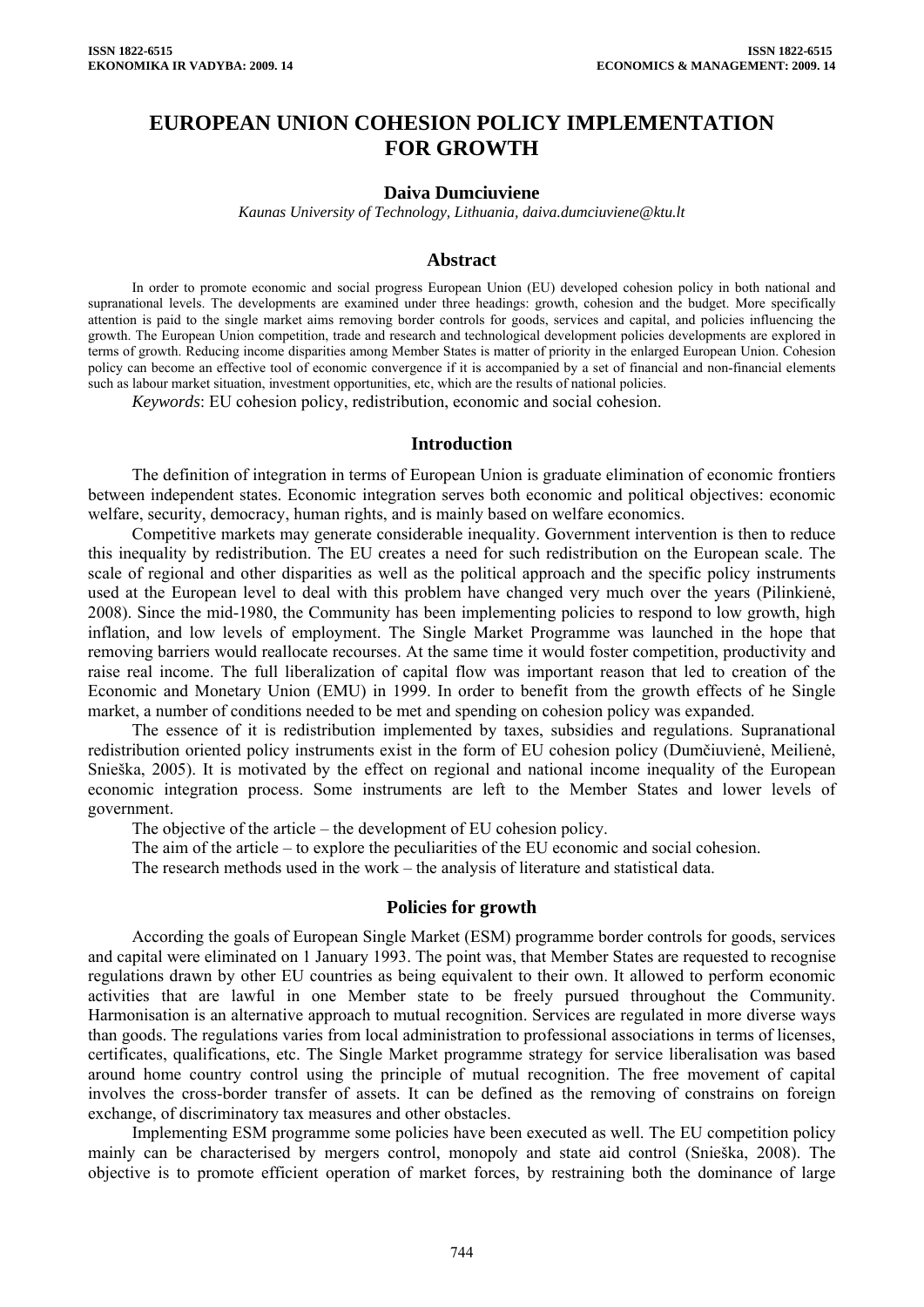# EUROPEAN UNION COHESION POLICY IMPLEMENTATION FOR GROWTH

**Daiva Dumciuviene**

*Kaunas University of Technology, Lithuania, daiva.dumciuviene@ktu.lt*

## Abstract

In order to promote economic and social progress European Union (EU) developed cohesion policy in both national and supranational levels. The developments are examined under three headings: growth, cohesion and the budget. More specifically attention is paid to the single market aims removing border controls for goods, services and capital, and policies influencing the growth. The European Union competition, trade and research and technological development policies developments are explored in terms of growth. Reducing income disparities among Member States is matter of priority in the enlarged European Union. Cohesion policy can become an effective tool of economic convergence if it is accompanied by a set of financial and non-financial elements such as labour market situation, investment opportunities, etc, which are the results of national policies.

*Keywords*: EU cohesion policy, redistribution, economic and social cohesion.

## Introduction

The definition of integration in terms of European Union is graduate elimination of economic frontiers between independent states. Economic integration serves both economic and political objectives: economic welfare, security, democracy, human rights, and is mainly based on welfare economics.

Competitive markets may generate considerable inequality. Government intervention is then to reduce this inequality by redistribution. The EU creates a need for such redistribution on the European scale. The scale of regional and other disparities as well as the political approach and the specific policy instruments used at the European level to deal with this problem have changed very much over the years (Pilinkienė, 2008). Since the mid-1980, the Community has been implementing policies to respond to low growth, high inflation, and low levels of employment. The Single Market Programme was launched in the hope that removing barriers would reallocate recourses. At the same time it would foster competition, productivity and raise real income. The full liberalization of capital flow was important reason that led to creation of the Economic and Monetary Union (EMU) in 1999. In order to benefit from the growth effects of he Single market, a number of conditions needed to be met and spending on cohesion policy was expanded.

The essence of it is redistribution implemented by taxes, subsidies and regulations. Supranational redistribution oriented policy instruments exist in the form of EU cohesion policy (Dumčiuvienė, Meilienė, Snieška, 2005). It is motivated by the effect on regional and national income inequality of the European economic integration process. Some instruments are left to the Member States and lower levels of government.

The objective of the article – the development of EU cohesion policy.

The aim of the article – to explore the peculiarities of the EU economic and social cohesion.

The research methods used in the work – the analysis of literature and statistical data.

## Policies for growth

According the goals of European Single Market (ESM) programme border controls for goods, services and capital were eliminated on 1 January 1993. The point was, that Member States are requested to recognise regulations drawn by other EU countries as being equivalent to their own. It allowed to perform economic activities that are lawful in one Member state to be freely pursued throughout the Community. Harmonisation is an alternative approach to mutual recognition. Services are regulated in more diverse ways than goods. The regulations varies from local administration to professional associations in terms of licenses, certificates, qualifications, etc. The Single Market programme strategy for service liberalisation was based around home country control using the principle of mutual recognition. The free movement of capital involves the cross-border transfer of assets. It can be defined as the removing of constrains on foreign exchange, of discriminatory tax measures and other obstacles.

Implementing ESM programme some policies have been executed as well. The EU competition policy mainly can be characterised by mergers control, monopoly and state aid control (Snieška, 2008). The objective is to promote efficient operation of market forces, by restraining both the dominance of large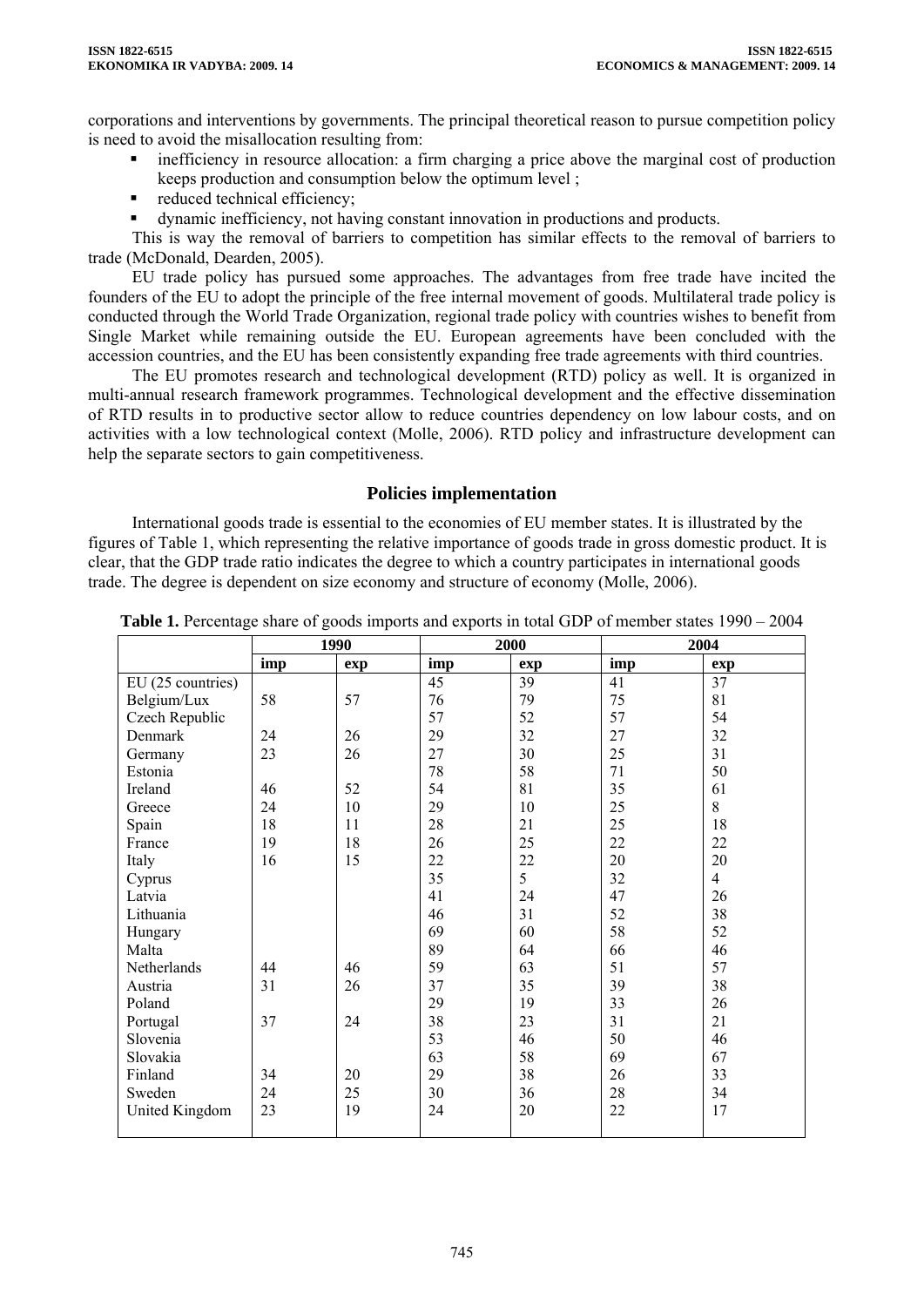corporations and interventions by governments. The principal theoretical reason to pursue competition policy is need to avoid the misallocation resulting from:

- inefficiency in resource allocation: a firm charging a price above the marginal cost of production keeps production and consumption below the optimum level ;
- reduced technical efficiency;
- dynamic inefficiency, not having constant innovation in productions and products.

This is way the removal of barriers to competition has similar effects to the removal of barriers to trade (McDonald, Dearden, 2005).

EU trade policy has pursued some approaches. The advantages from free trade have incited the founders of the EU to adopt the principle of the free internal movement of goods. Multilateral trade policy is conducted through the World Trade Organization, regional trade policy with countries wishes to benefit from Single Market while remaining outside the EU. European agreements have been concluded with the accession countries, and the EU has been consistently expanding free trade agreements with third countries.

The EU promotes research and technological development (RTD) policy as well. It is organized in multi-annual research framework programmes. Technological development and the effective dissemination of RTD results in to productive sector allow to reduce countries dependency on low labour costs, and on activities with a low technological context (Molle, 2006). RTD policy and infrastructure development can help the separate sectors to gain competitiveness.

## Policies implementation

International goods trade is essential to the economies of EU member states. It is illustrated by the figures of Table 1, which representing the relative importance of goods trade in gross domestic product. It is clear, that the GDP trade ratio indicates the degree to which a country participates in international goods trade. The degree is dependent on size economy and structure of economy (Molle, 2006).

**Table 1.** Percentage share of goods imports and exports in total GDP of member states 1990 – 2004

| | 1990 | | 2000 | | 2004 | |
|---|---|---|---|---|---|---|
| | imp | exp | imp | exp | imp | exp |
| EU (25 countries) | | | 45 | 39 | 41 | 37 |
| Belgium/Lux | 58 | 57 | 76 | 79 | 75 | 81 |
| Czech Republic | | | 57 | 52 | 57 | 54 |
| Denmark | 24 | 26 | 29 | 32 | 27 | 32 |
| Germany | 23 | 26 | 27 | 30 | 25 | 31 |
| Estonia | | | 78 | 58 | 71 | 50 |
| Ireland | 46 | 52 | 54 | 81 | 35 | 61 |
| Greece | 24 | 10 | 29 | 10 | 25 | 8 |
| Spain | 18 | 11 | 28 | 21 | 25 | 18 |
| France | 19 | 18 | 26 | 25 | 22 | 22 |
| Italy | 16 | 15 | 22 | 22 | 20 | 20 |
| Cyprus | | | 35 | 5 | 32 | 4 |
| Latvia | | | 41 | 24 | 47 | 26 |
| Lithuania | | | 46 | 31 | 52 | 38 |
| Hungary | | | 69 | 60 | 58 | 52 |
| Malta | | | 89 | 64 | 66 | 46 |
| Netherlands | 44 | 46 | 59 | 63 | 51 | 57 |
| Austria | 31 | 26 | 37 | 35 | 39 | 38 |
| Poland | | | 29 | 19 | 33 | 26 |
| Portugal | 37 | 24 | 38 | 23 | 31 | 21 |
| Slovenia | | | 53 | 46 | 50 | 46 |
| Slovakia | | | 63 | 58 | 69 | 67 |
| Finland | 34 | 20 | 29 | 38 | 26 | 33 |
| Sweden | 24 | 25 | 30 | 36 | 28 | 34 |
| United Kingdom | 23 | 19 | 24 | 20 | 22 | 17 |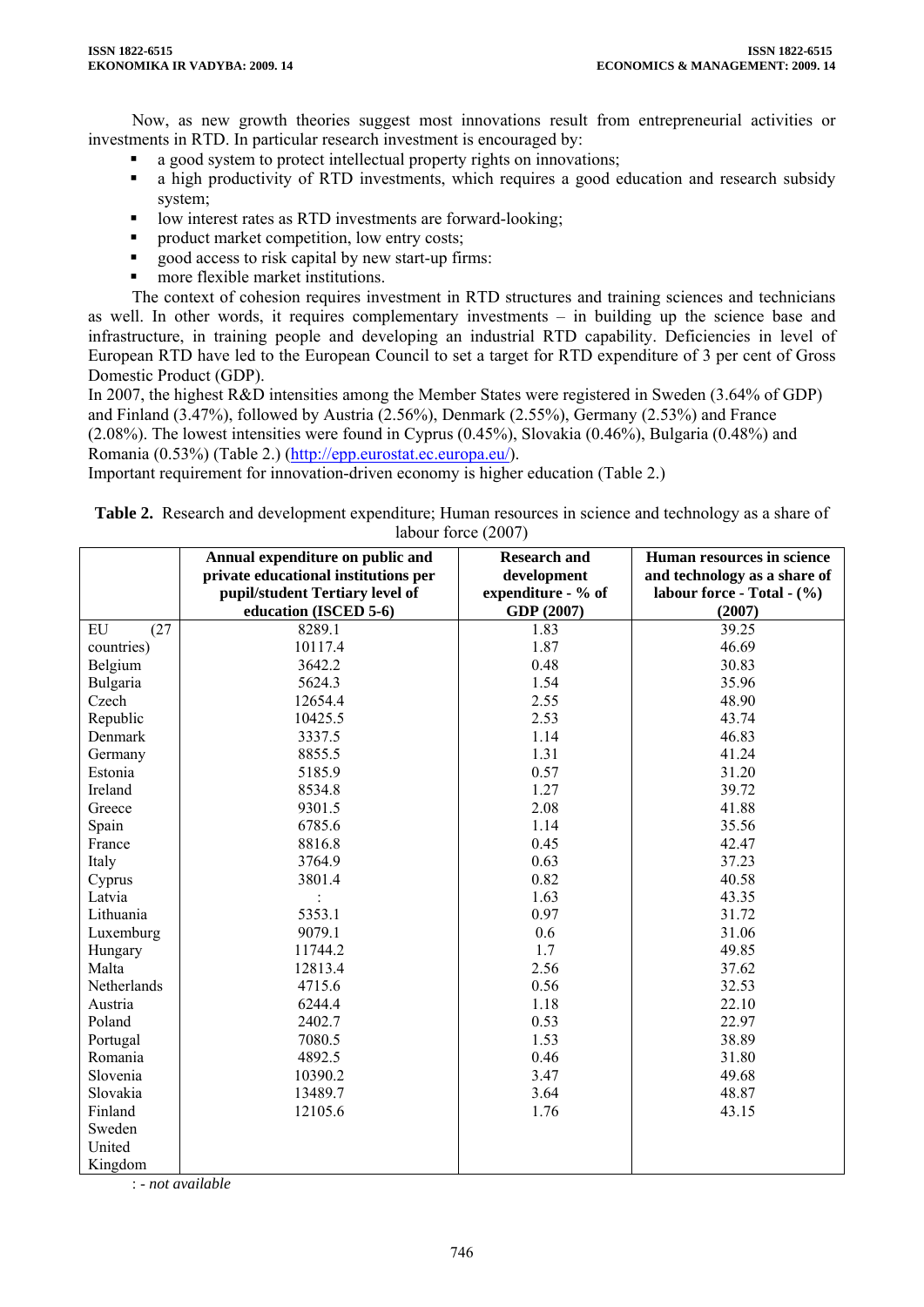Now, as new growth theories suggest most innovations result from entrepreneurial activities or investments in RTD. In particular research investment is encouraged by:

- a good system to protect intellectual property rights on innovations;
- a high productivity of RTD investments, which requires a good education and research subsidy system;
- low interest rates as RTD investments are forward-looking;
- product market competition, low entry costs;
- good access to risk capital by new start-up firms:
- more flexible market institutions.

The context of cohesion requires investment in RTD structures and training sciences and technicians as well. In other words, it requires complementary investments – in building up the science base and infrastructure, in training people and developing an industrial RTD capability. Deficiencies in level of European RTD have led to the European Council to set a target for RTD expenditure of 3 per cent of Gross Domestic Product (GDP).

In 2007, the highest R&D intensities among the Member States were registered in Sweden (3.64% of GDP) and Finland (3.47%), followed by Austria (2.56%), Denmark (2.55%), Germany (2.53%) and France (2.08%). The lowest intensities were found in Cyprus (0.45%), Slovakia (0.46%), Bulgaria (0.48%) and Romania (0.53%) (Table 2.) (http://epp.eurostat.ec.europa.eu/).

Important requirement for innovation-driven economy is higher education (Table 2.)

**Table 2.** Research and development expenditure; Human resources in science and technology as a share of labour force (2007)

| | Annual expenditure on public and private educational institutions per pupil/student Tertiary level of education (ISCED 5-6) | Research and development expenditure - % of GDP (2007) | Human resources in science and technology as a share of labour force - Total - (%) (2007) |
|---|---|---|---|
| EU (27 countries) | 8289.1 | 1.83 | 39.25 |
| Belgium | 10117.4 | 1.87 | 46.69 |
| Bulgaria | 3642.2 | 0.48 | 30.83 |
| Czech Republic | 5624.3 | 1.54 | 35.96 |
| Denmark | 12654.4 | 2.55 | 48.90 |
| Germany | 10425.5 | 2.53 | 43.74 |
| Estonia | 3337.5 | 1.14 | 46.83 |
| Ireland | 8855.5 | 1.31 | 41.24 |
| Greece | 5185.9 | 0.57 | 31.20 |
| Spain | 8534.8 | 1.27 | 39.72 |
| France | 9301.5 | 2.08 | 41.88 |
| Italy | 6785.6 | 1.14 | 35.56 |
| Cyprus | 8816.8 | 0.45 | 42.47 |
| Latvia | 3764.9 | 0.63 | 37.23 |
| Lithuania | 3801.4 | 0.82 | 40.58 |
| Luxemburg | : | 1.63 | 43.35 |
| Hungary | 5353.1 | 0.97 | 31.72 |
| Malta | 9079.1 | 0.6 | 31.06 |
| Netherlands | 11744.2 | 1.7 | 49.85 |
| Austria | 12813.4 | 2.56 | 37.62 |
| Poland | 4715.6 | 0.56 | 32.53 |
| Portugal | 6244.4 | 1.18 | 22.10 |
| Romania | 2402.7 | 0.53 | 22.97 |
| Slovenia | 7080.5 | 1.53 | 38.89 |
| Slovakia | 4892.5 | 0.46 | 31.80 |
| Finland | 10390.2 | 3.47 | 49.68 |
| Sweden | 13489.7 | 3.64 | 48.87 |
| United Kingdom | 12105.6 | 1.76 | 43.15 |

: - *not available*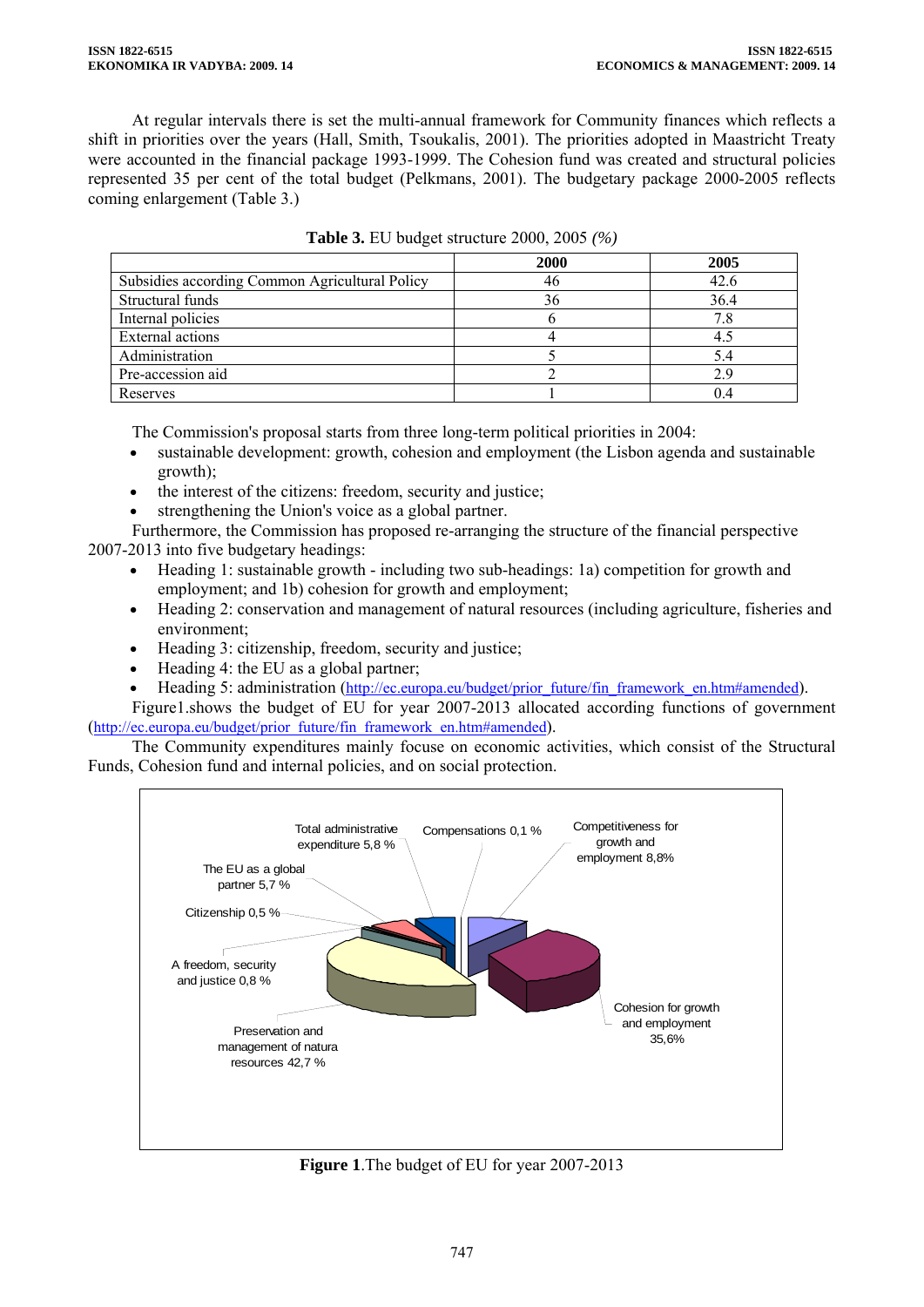At regular intervals there is set the multi-annual framework for Community finances which reflects a shift in priorities over the years (Hall, Smith, Tsoukalis, 2001). The priorities adopted in Maastricht Treaty were accounted in the financial package 1993-1999. The Cohesion fund was created and structural policies represented 35 per cent of the total budget (Pelkmans, 2001). The budgetary package 2000-2005 reflects coming enlargement (Table 3.)

**Table 3.** EU budget structure 2000, 2005 *(%)*

| | 2000 | 2005 |
|---|---|---|
| Subsidies according Common Agricultural Policy | 46 | 42.6 |
| Structural funds | 36 | 36.4 |
| Internal policies | 6 | 7.8 |
| External actions | 4 | 4.5 |
| Administration | 5 | 5.4 |
| Pre-accession aid | 2 | 2.9 |
| Reserves | 1 | 0.4 |

The Commission's proposal starts from three long-term political priorities in 2004:

- sustainable development: growth, cohesion and employment (the Lisbon agenda and sustainable growth);
- the interest of the citizens: freedom, security and justice;
- strengthening the Union's voice as a global partner.

Furthermore, the Commission has proposed re-arranging the structure of the financial perspective 2007-2013 into five budgetary headings:

- Heading 1: sustainable growth - including two sub-headings: 1a) competition for growth and employment; and 1b) cohesion for growth and employment;
- Heading 2: conservation and management of natural resources (including agriculture, fisheries and environment;
- Heading 3: citizenship, freedom, security and justice;
- Heading 4: the EU as a global partner;
- Heading 5: administration (http://ec.europa.eu/budget/prior_future/fin_framework_en.htm#amended).

Figure1.shows the budget of EU for year 2007-2013 allocated according functions of government (http://ec.europa.eu/budget/prior_future/fin_framework_en.htm#amended).

The Community expenditures mainly focuse on economic activities, which consist of the Structural Funds, Cohesion fund and internal policies, and on social protection.

Total administrative expenditure 5,8 %; Compensations 0,1 %; Competitiveness for growth and employment 8,8%; The EU as a global partner 5,7 %; Citizenship 0,5 %; A freedom, security and justice 0,8 %; Cohesion for growth and employment 35,6%; Preservation and management of natura resources 42,7 %

**Figure 1**.The budget of EU for year 2007-2013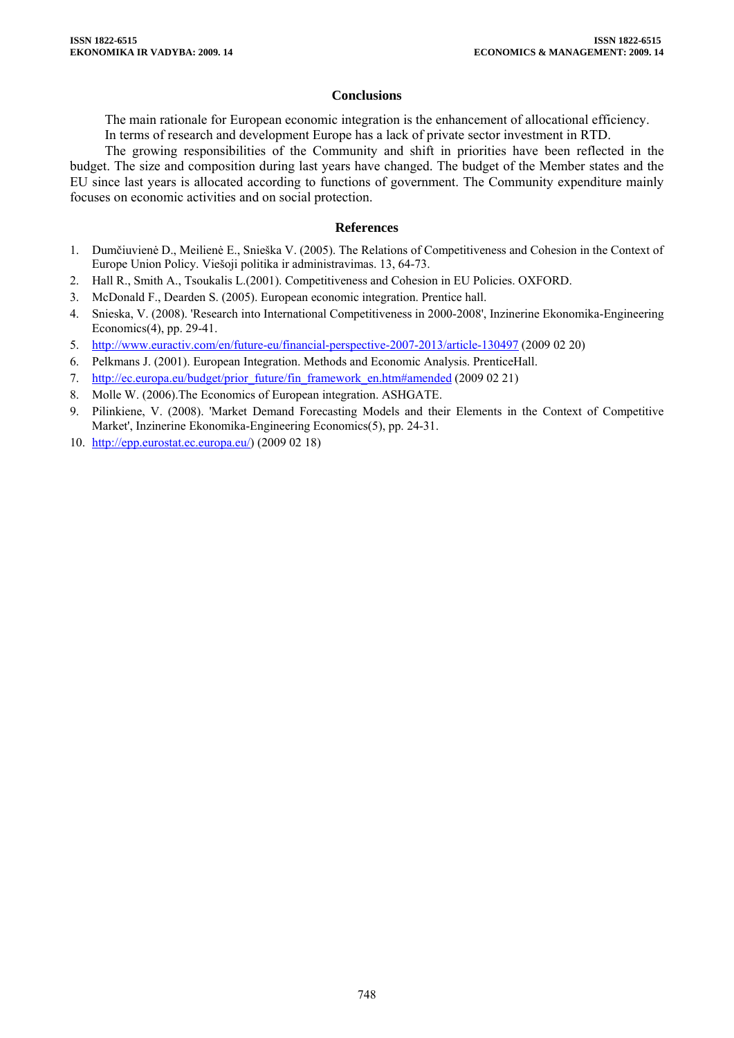## Conclusions

The main rationale for European economic integration is the enhancement of allocational efficiency.

In terms of research and development Europe has a lack of private sector investment in RTD.

The growing responsibilities of the Community and shift in priorities have been reflected in the budget. The size and composition during last years have changed. The budget of the Member states and the EU since last years is allocated according to functions of government. The Community expenditure mainly focuses on economic activities and on social protection.

## References

1. Dumčiuvienė D., Meilienė E., Snieška V. (2005). The Relations of Competitiveness and Cohesion in the Context of Europe Union Policy. Viešoji politika ir administravimas. 13, 64-73.
2. Hall R., Smith A., Tsoukalis L.(2001). Competitiveness and Cohesion in EU Policies. OXFORD.
3. McDonald F., Dearden S. (2005). European economic integration. Prentice hall.
4. Snieska, V. (2008). 'Research into International Competitiveness in 2000-2008', Inzinerine Ekonomika-Engineering Economics(4), pp. 29-41.
5. http://www.euractiv.com/en/future-eu/financial-perspective-2007-2013/article-130497 (2009 02 20)
6. Pelkmans J. (2001). European Integration. Methods and Economic Analysis. PrenticeHall.
7. http://ec.europa.eu/budget/prior_future/fin_framework_en.htm#amended (2009 02 21)
8. Molle W. (2006).The Economics of European integration. ASHGATE.
9. Pilinkiene, V. (2008). 'Market Demand Forecasting Models and their Elements in the Context of Competitive Market', Inzinerine Ekonomika-Engineering Economics(5), pp. 24-31.
10. http://epp.eurostat.ec.europa.eu/) (2009 02 18)